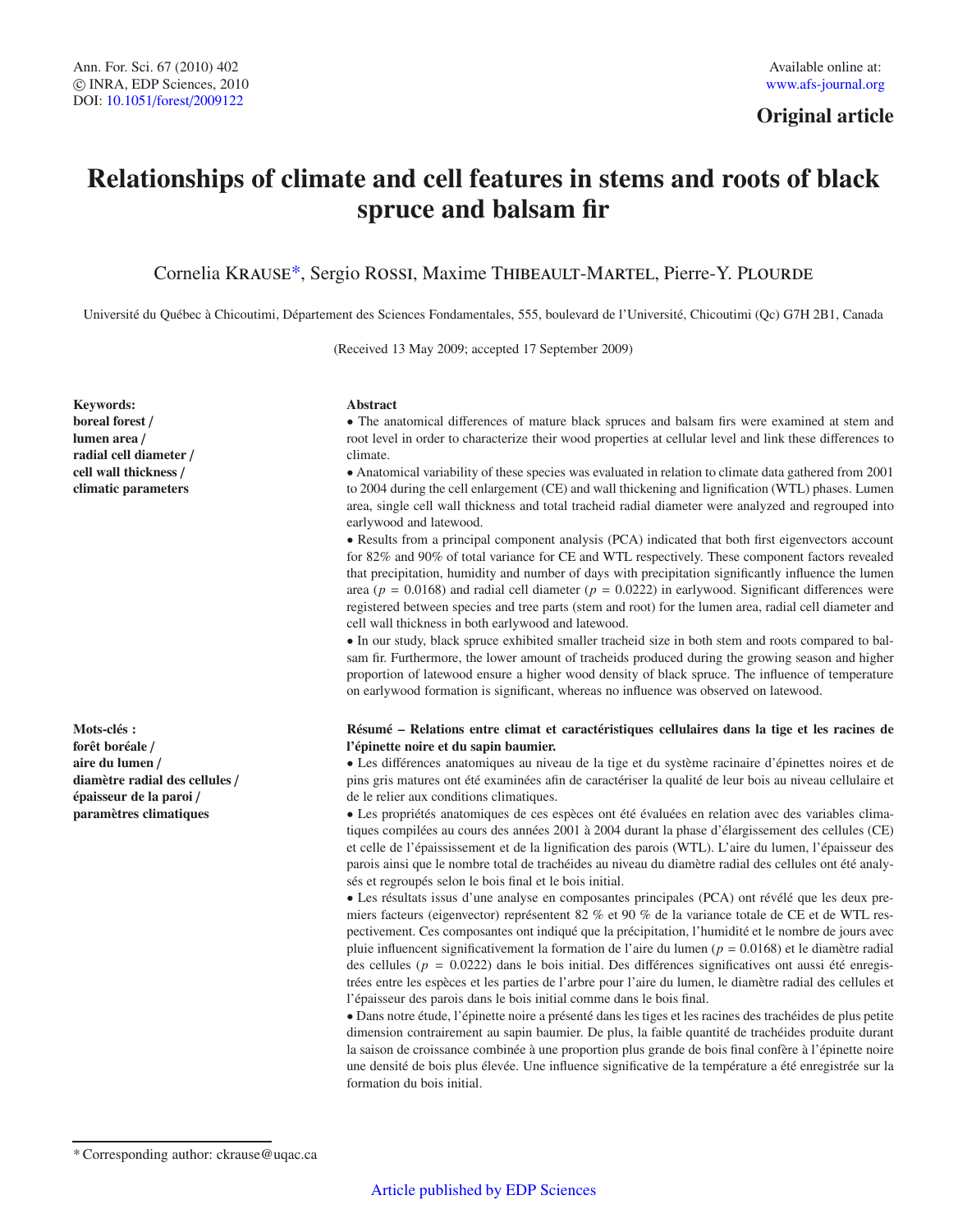Ann. For. Sci. 67 (2010) 402
© INRA, EDP Sciences, 2010
DOI: 10.1051/forest/2009122

Available online at:
www.afs-journal.org

**Original article**

# Relationships of climate and cell features in stems and roots of black spruce and balsam fir

Cornelia KRAUSE*, Sergio ROSSI, Maxime THIBEAULT-MARTEL, Pierre-Y. PLOURDE

Université du Québec à Chicoutimi, Département des Sciences Fondamentales, 555, boulevard de l'Université, Chicoutimi (Qc) G7H 2B1, Canada

(Received 13 May 2009; accepted 17 September 2009)

**Keywords:**
**boreal forest / lumen area / radial cell diameter / cell wall thickness / climatic parameters**

**Abstract**

• The anatomical differences of mature black spruces and balsam firs were examined at stem and root level in order to characterize their wood properties at cellular level and link these differences to climate.

• Anatomical variability of these species was evaluated in relation to climate data gathered from 2001 to 2004 during the cell enlargement (CE) and wall thickening and lignification (WTL) phases. Lumen area, single cell wall thickness and total tracheid radial diameter were analyzed and regrouped into earlywood and latewood.

• Results from a principal component analysis (PCA) indicated that both first eigenvectors account for 82% and 90% of total variance for CE and WTL respectively. These component factors revealed that precipitation, humidity and number of days with precipitation significantly influence the lumen area ($p = 0.0168$) and radial cell diameter ($p = 0.0222$) in earlywood. Significant differences were registered between species and tree parts (stem and root) for the lumen area, radial cell diameter and cell wall thickness in both earlywood and latewood.

• In our study, black spruce exhibited smaller tracheid size in both stem and roots compared to balsam fir. Furthermore, the lower amount of tracheids produced during the growing season and higher proportion of latewood ensure a higher wood density of black spruce. The influence of temperature on earlywood formation is significant, whereas no influence was observed on latewood.

**Mots-clés :**
**forêt boréale / aire du lumen / diamètre radial des cellules / épaisseur de la paroi / paramètres climatiques**

**Résumé – Relations entre climat et caractéristiques cellulaires dans la tige et les racines de l'épinette noire et du sapin baumier.**

• Les différences anatomiques au niveau de la tige et du système racinaire d'épinettes noires et de pins gris matures ont été examinées afin de caractériser la qualité de leur bois au niveau cellulaire et de le relier aux conditions climatiques.

• Les propriétés anatomiques de ces espèces ont été évaluées en relation avec des variables climatiques compilées au cours des années 2001 à 2004 durant la phase d'élargissement des cellules (CE) et celle de l'épaississement et de la lignification des parois (WTL). L'aire du lumen, l'épaisseur des parois ainsi que le nombre total de trachéides au niveau du diamètre radial des cellules ont été analysés et regroupés selon le bois final et le bois initial.

• Les résultats issus d'une analyse en composantes principales (PCA) ont révélé que les deux premiers facteurs (eigenvector) représentent 82 % et 90 % de la variance totale de CE et de WTL respectivement. Ces composantes ont indiqué que la précipitation, l'humidité et le nombre de jours avec pluie influencent significativement la formation de l'aire du lumen ($p = 0.0168$) et le diamètre radial des cellules ($p = 0.0222$) dans le bois initial. Des différences significatives ont aussi été enregistrées entre les espèces et les parties de l'arbre pour l'aire du lumen, le diamètre radial des cellules et l'épaisseur des parois dans le bois initial comme dans le bois final.

• Dans notre étude, l'épinette noire a présenté dans les tiges et les racines des trachéides de plus petite dimension contrairement au sapin baumier. De plus, la faible quantité de trachéides produite durant la saison de croissance combinée à une proportion plus grande de bois final confère à l'épinette noire une densité de bois plus élevée. Une influence significative de la température a été enregistrée sur la formation du bois initial.

* Corresponding author: ckrause@uqac.ca

Article published by EDP Sciences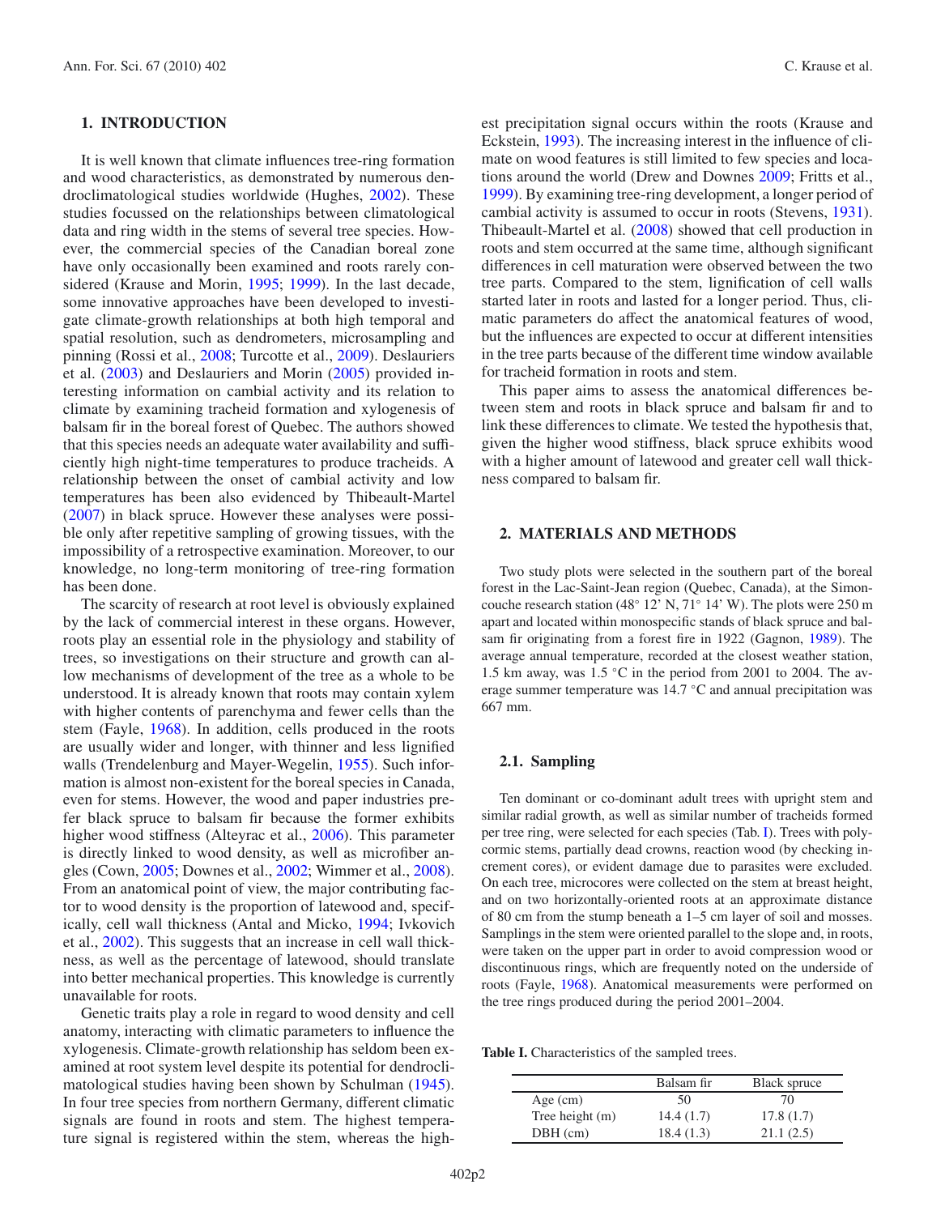## 1. INTRODUCTION

It is well known that climate influences tree-ring formation and wood characteristics, as demonstrated by numerous dendroclimatological studies worldwide (Hughes, 2002). These studies focussed on the relationships between climatological data and ring width in the stems of several tree species. However, the commercial species of the Canadian boreal zone have only occasionally been examined and roots rarely considered (Krause and Morin, 1995; 1999). In the last decade, some innovative approaches have been developed to investigate climate-growth relationships at both high temporal and spatial resolution, such as dendrometers, microsampling and pinning (Rossi et al., 2008; Turcotte et al., 2009). Deslauriers et al. (2003) and Deslauriers and Morin (2005) provided interesting information on cambial activity and its relation to climate by examining tracheid formation and xylogenesis of balsam fir in the boreal forest of Quebec. The authors showed that this species needs an adequate water availability and sufficiently high night-time temperatures to produce tracheids. A relationship between the onset of cambial activity and low temperatures has been also evidenced by Thibeault-Martel (2007) in black spruce. However these analyses were possible only after repetitive sampling of growing tissues, with the impossibility of a retrospective examination. Moreover, to our knowledge, no long-term monitoring of tree-ring formation has been done.

The scarcity of research at root level is obviously explained by the lack of commercial interest in these organs. However, roots play an essential role in the physiology and stability of trees, so investigations on their structure and growth can allow mechanisms of development of the tree as a whole to be understood. It is already known that roots may contain xylem with higher contents of parenchyma and fewer cells than the stem (Fayle, 1968). In addition, cells produced in the roots are usually wider and longer, with thinner and less lignified walls (Trendelenburg and Mayer-Wegelin, 1955). Such information is almost non-existent for the boreal species in Canada, even for stems. However, the wood and paper industries prefer black spruce to balsam fir because the former exhibits higher wood stiffness (Alteyrac et al., 2006). This parameter is directly linked to wood density, as well as microfiber angles (Cown, 2005; Downes et al., 2002; Wimmer et al., 2008). From an anatomical point of view, the major contributing factor to wood density is the proportion of latewood and, specifically, cell wall thickness (Antal and Micko, 1994; Ivkovich et al., 2002). This suggests that an increase in cell wall thickness, as well as the percentage of latewood, should translate into better mechanical properties. This knowledge is currently unavailable for roots.

Genetic traits play a role in regard to wood density and cell anatomy, interacting with climatic parameters to influence the xylogenesis. Climate-growth relationship has seldom been examined at root system level despite its potential for dendroclimatological studies having been shown by Schulman (1945). In four tree species from northern Germany, different climatic signals are found in roots and stem. The highest temperature signal is registered within the stem, whereas the highest precipitation signal occurs within the roots (Krause and Eckstein, 1993). The increasing interest in the influence of climate on wood features is still limited to few species and locations around the world (Drew and Downes 2009; Fritts et al., 1999). By examining tree-ring development, a longer period of cambial activity is assumed to occur in roots (Stevens, 1931). Thibeault-Martel et al. (2008) showed that cell production in roots and stem occurred at the same time, although significant differences in cell maturation were observed between the two tree parts. Compared to the stem, lignification of cell walls started later in roots and lasted for a longer period. Thus, climatic parameters do affect the anatomical features of wood, but the influences are expected to occur at different intensities in the tree parts because of the different time window available for tracheid formation in roots and stem.

This paper aims to assess the anatomical differences between stem and roots in black spruce and balsam fir and to link these differences to climate. We tested the hypothesis that, given the higher wood stiffness, black spruce exhibits wood with a higher amount of latewood and greater cell wall thickness compared to balsam fir.

## 2. MATERIALS AND METHODS

Two study plots were selected in the southern part of the boreal forest in the Lac-Saint-Jean region (Quebec, Canada), at the Simoncouche research station (48° 12' N, 71° 14' W). The plots were 250 m apart and located within monospecific stands of black spruce and balsam fir originating from a forest fire in 1922 (Gagnon, 1989). The average annual temperature, recorded at the closest weather station, 1.5 km away, was 1.5 °C in the period from 2001 to 2004. The average summer temperature was 14.7 °C and annual precipitation was 667 mm.

### 2.1. Sampling

Ten dominant or co-dominant adult trees with upright stem and similar radial growth, as well as similar number of tracheids formed per tree ring, were selected for each species (Tab. I). Trees with polycormic stems, partially dead crowns, reaction wood (by checking increment cores), or evident damage due to parasites were excluded. On each tree, microcores were collected on the stem at breast height, and on two horizontally-oriented roots at an approximate distance of 80 cm from the stump beneath a 1–5 cm layer of soil and mosses. Samplings in the stem were oriented parallel to the slope and, in roots, were taken on the upper part in order to avoid compression wood or discontinuous rings, which are frequently noted on the underside of roots (Fayle, 1968). Anatomical measurements were performed on the tree rings produced during the period 2001–2004.

**Table I.** Characteristics of the sampled trees.

| | Balsam fir | Black spruce |
|---|---|---|
| Age (cm) | 50 | 70 |
| Tree height (m) | 14.4 (1.7) | 17.8 (1.7) |
| DBH (cm) | 18.4 (1.3) | 21.1 (2.5) |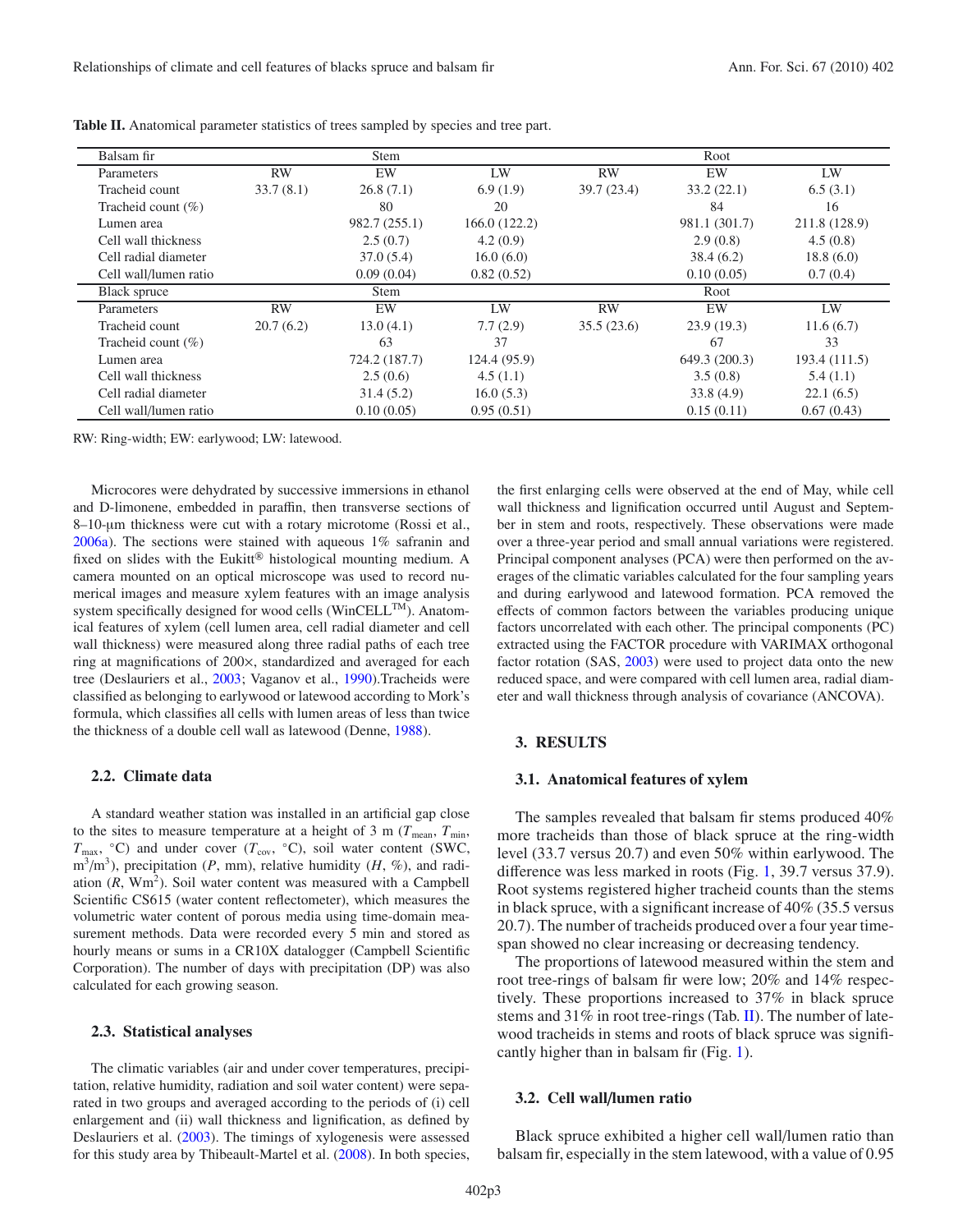**Table II.** Anatomical parameter statistics of trees sampled by species and tree part.

| Balsam fir | Stem | | | Root | | |
|---|---|---|---|---|---|---|
| Parameters | RW | EW | LW | RW | EW | LW |
| Tracheid count | 33.7 (8.1) | 26.8 (7.1) | 6.9 (1.9) | 39.7 (23.4) | 33.2 (22.1) | 6.5 (3.1) |
| Tracheid count (%) | | 80 | 20 | | 84 | 16 |
| Lumen area | | 982.7 (255.1) | 166.0 (122.2) | | 981.1 (301.7) | 211.8 (128.9) |
| Cell wall thickness | | 2.5 (0.7) | 4.2 (0.9) | | 2.9 (0.8) | 4.5 (0.8) |
| Cell radial diameter | | 37.0 (5.4) | 16.0 (6.0) | | 38.4 (6.2) | 18.8 (6.0) |
| Cell wall/lumen ratio | | 0.09 (0.04) | 0.82 (0.52) | | 0.10 (0.05) | 0.7 (0.4) |
| **Black spruce** | **Stem** | | | **Root** | | |
| Parameters | RW | EW | LW | RW | EW | LW |
| Tracheid count | 20.7 (6.2) | 13.0 (4.1) | 7.7 (2.9) | 35.5 (23.6) | 23.9 (19.3) | 11.6 (6.7) |
| Tracheid count (%) | | 63 | 37 | | 67 | 33 |
| Lumen area | | 724.2 (187.7) | 124.4 (95.9) | | 649.3 (200.3) | 193.4 (111.5) |
| Cell wall thickness | | 2.5 (0.6) | 4.5 (1.1) | | 3.5 (0.8) | 5.4 (1.1) |
| Cell radial diameter | | 31.4 (5.2) | 16.0 (5.3) | | 33.8 (4.9) | 22.1 (6.5) |
| Cell wall/lumen ratio | | 0.10 (0.05) | 0.95 (0.51) | | 0.15 (0.11) | 0.67 (0.43) |

RW: Ring-width; EW: earlywood; LW: latewood.

Microcores were dehydrated by successive immersions in ethanol and D-limonene, embedded in paraffin, then transverse sections of 8–10-μm thickness were cut with a rotary microtome (Rossi et al., 2006a). The sections were stained with aqueous 1% safranin and fixed on slides with the Eukitt® histological mounting medium. A camera mounted on an optical microscope was used to record numerical images and measure xylem features with an image analysis system specifically designed for wood cells (WinCELL™). Anatomical features of xylem (cell lumen area, cell radial diameter and cell wall thickness) were measured along three radial paths of each tree ring at magnifications of 200×, standardized and averaged for each tree (Deslauriers et al., 2003; Vaganov et al., 1990).Tracheids were classified as belonging to earlywood or latewood according to Mork's formula, which classifies all cells with lumen areas of less than twice the thickness of a double cell wall as latewood (Denne, 1988).

### 2.2. Climate data

A standard weather station was installed in an artificial gap close to the sites to measure temperature at a height of 3 m ($T_{mean}$, $T_{min}$, $T_{max}$, °C) and under cover ($T_{cov}$, °C), soil water content (SWC, $m^3/m^3$), precipitation ($P$, mm), relative humidity ($H$, %), and radiation ($R$, $Wm^2$). Soil water content was measured with a Campbell Scientific CS615 (water content reflectometer), which measures the volumetric water content of porous media using time-domain measurement methods. Data were recorded every 5 min and stored as hourly means or sums in a CR10X datalogger (Campbell Scientific Corporation). The number of days with precipitation (DP) was also calculated for each growing season.

### 2.3. Statistical analyses

The climatic variables (air and under cover temperatures, precipitation, relative humidity, radiation and soil water content) were separated in two groups and averaged according to the periods of (i) cell enlargement and (ii) wall thickness and lignification, as defined by Deslauriers et al. (2003). The timings of xylogenesis were assessed for this study area by Thibeault-Martel et al. (2008). In both species, the first enlarging cells were observed at the end of May, while cell wall thickness and lignification occurred until August and September in stem and roots, respectively. These observations were made over a three-year period and small annual variations were registered. Principal component analyses (PCA) were then performed on the averages of the climatic variables calculated for the four sampling years and during earlywood and latewood formation. PCA removed the effects of common factors between the variables producing unique factors uncorrelated with each other. The principal components (PC) extracted using the FACTOR procedure with VARIMAX orthogonal factor rotation (SAS, 2003) were used to project data onto the new reduced space, and were compared with cell lumen area, radial diameter and wall thickness through analysis of covariance (ANCOVA).

## 3. RESULTS

### 3.1. Anatomical features of xylem

The samples revealed that balsam fir stems produced 40% more tracheids than those of black spruce at the ring-width level (33.7 versus 20.7) and even 50% within earlywood. The difference was less marked in roots (Fig. 1, 39.7 versus 37.9). Root systems registered higher tracheid counts than the stems in black spruce, with a significant increase of 40% (35.5 versus 20.7). The number of tracheids produced over a four year timespan showed no clear increasing or decreasing tendency.

The proportions of latewood measured within the stem and root tree-rings of balsam fir were low; 20% and 14% respectively. These proportions increased to 37% in black spruce stems and 31% in root tree-rings (Tab. II). The number of latewood tracheids in stems and roots of black spruce was significantly higher than in balsam fir (Fig. 1).

### 3.2. Cell wall/lumen ratio

Black spruce exhibited a higher cell wall/lumen ratio than balsam fir, especially in the stem latewood, with a value of 0.95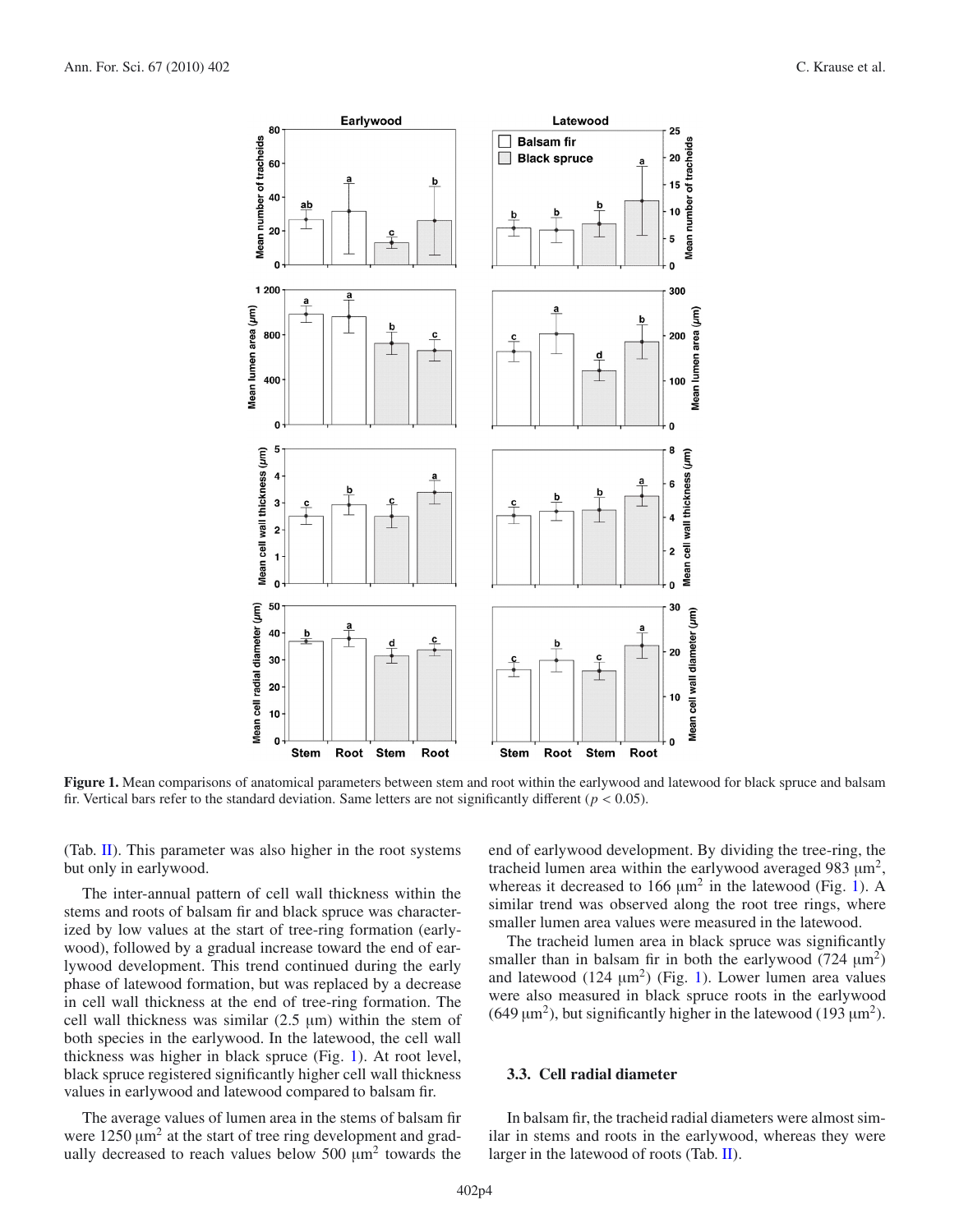**Figure 1.** Mean comparisons of anatomical parameters between stem and root within the earlywood and latewood for black spruce and balsam fir. Vertical bars refer to the standard deviation. Same letters are not significantly different ($p < 0.05$).

(Tab. II). This parameter was also higher in the root systems but only in earlywood.

The inter-annual pattern of cell wall thickness within the stems and roots of balsam fir and black spruce was characterized by low values at the start of tree-ring formation (earlywood), followed by a gradual increase toward the end of earlywood development. This trend continued during the early phase of latewood formation, but was replaced by a decrease in cell wall thickness at the end of tree-ring formation. The cell wall thickness was similar (2.5 μm) within the stem of both species in the earlywood. In the latewood, the cell wall thickness was higher in black spruce (Fig. 1). At root level, black spruce registered significantly higher cell wall thickness values in earlywood and latewood compared to balsam fir.

The average values of lumen area in the stems of balsam fir were 1250 $\mu m^2$ at the start of tree ring development and gradually decreased to reach values below 500 $\mu m^2$ towards the end of earlywood development. By dividing the tree-ring, the tracheid lumen area within the earlywood averaged 983 $\mu m^2$, whereas it decreased to 166 $\mu m^2$ in the latewood (Fig. 1). A similar trend was observed along the root tree rings, where smaller lumen area values were measured in the latewood.

The tracheid lumen area in black spruce was significantly smaller than in balsam fir in both the earlywood (724 $\mu m^2$) and latewood (124 $\mu m^2$) (Fig. 1). Lower lumen area values were also measured in black spruce roots in the earlywood (649 $\mu m^2$), but significantly higher in the latewood (193 $\mu m^2$).

### 3.3. Cell radial diameter

In balsam fir, the tracheid radial diameters were almost similar in stems and roots in the earlywood, whereas they were larger in the latewood of roots (Tab. II).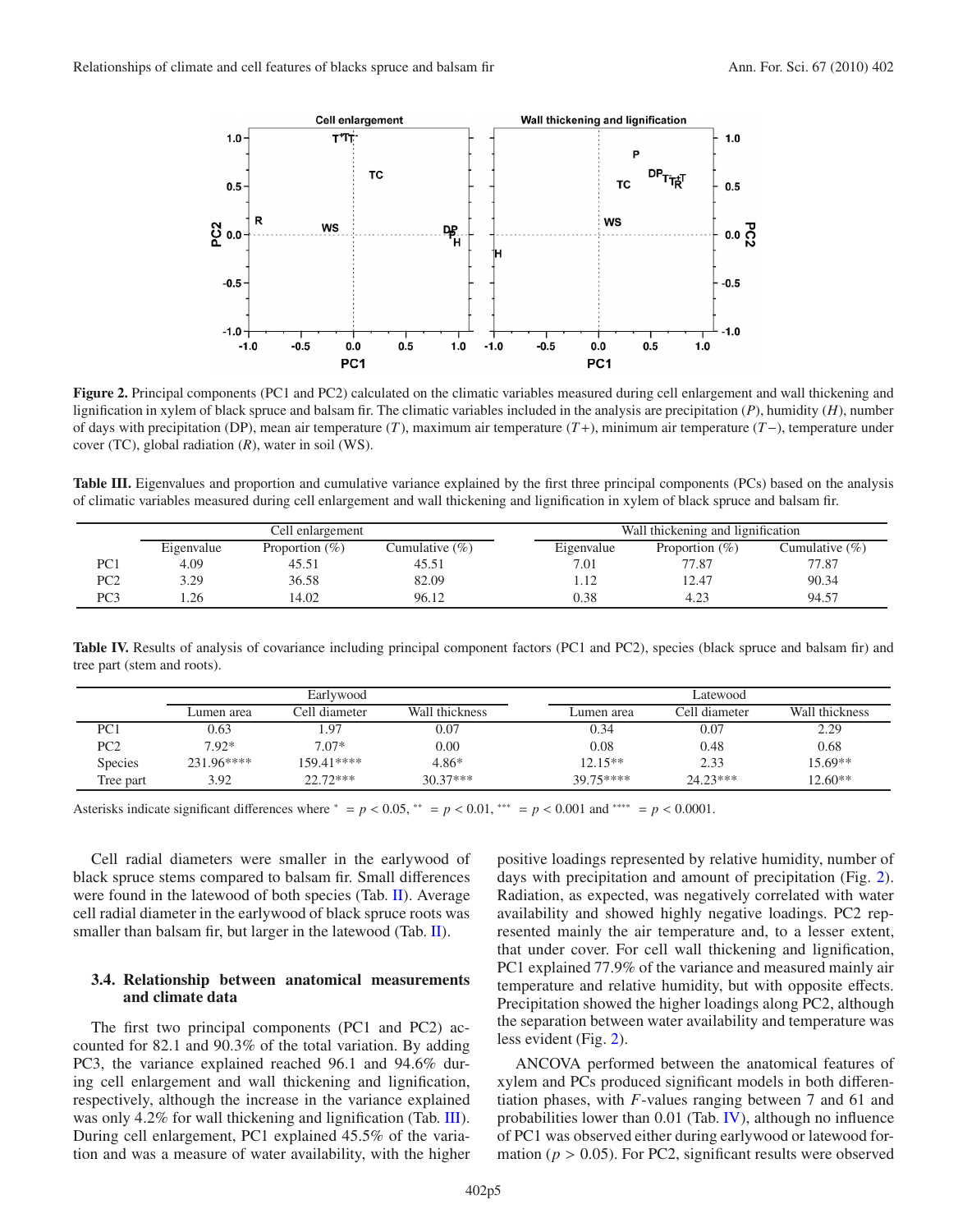**Figure 2.** Principal components (PC1 and PC2) calculated on the climatic variables measured during cell enlargement and wall thickening and lignification in xylem of black spruce and balsam fir. The climatic variables included in the analysis are precipitation ($P$), humidity ($H$), number of days with precipitation (DP), mean air temperature ($T$), maximum air temperature ($T+$), minimum air temperature ($T-$), temperature under cover (TC), global radiation ($R$), water in soil (WS).

**Table III.** Eigenvalues and proportion and cumulative variance explained by the first three principal components (PCs) based on the analysis of climatic variables measured during cell enlargement and wall thickening and lignification in xylem of black spruce and balsam fir.

| | Cell enlargement | | | Wall thickening and lignification | | |
|---|---|---|---|---|---|---|
| | Eigenvalue | Proportion (%) | Cumulative (%) | Eigenvalue | Proportion (%) | Cumulative (%) |
| PC1 | 4.09 | 45.51 | 45.51 | 7.01 | 77.87 | 77.87 |
| PC2 | 3.29 | 36.58 | 82.09 | 1.12 | 12.47 | 90.34 |
| PC3 | 1.26 | 14.02 | 96.12 | 0.38 | 4.23 | 94.57 |

**Table IV.** Results of analysis of covariance including principal component factors (PC1 and PC2), species (black spruce and balsam fir) and tree part (stem and roots).

| | Earlywood | | | Latewood | | |
|---|---|---|---|---|---|---|
| | Lumen area | Cell diameter | Wall thickness | Lumen area | Cell diameter | Wall thickness |
| PC1 | 0.63 | 1.97 | 0.07 | 0.34 | 0.07 | 2.29 |
| PC2 | 7.92* | 7.07* | 0.00 | 0.08 | 0.48 | 0.68 |
| Species | 231.96**** | 159.41**** | 4.86* | 12.15** | 2.33 | 15.69** |
| Tree part | 3.92 | 22.72*** | 30.37*** | 39.75**** | 24.23*** | 12.60** |

Asterisks indicate significant differences where * = $p < 0.05$, ** = $p < 0.01$, *** = $p < 0.001$ and **** = $p < 0.0001$.

Cell radial diameters were smaller in the earlywood of black spruce stems compared to balsam fir. Small differences were found in the latewood of both species (Tab. II). Average cell radial diameter in the earlywood of black spruce roots was smaller than balsam fir, but larger in the latewood (Tab. II).

### 3.4. Relationship between anatomical measurements and climate data

The first two principal components (PC1 and PC2) accounted for 82.1 and 90.3% of the total variation. By adding PC3, the variance explained reached 96.1 and 94.6% during cell enlargement and wall thickening and lignification, respectively, although the increase in the variance explained was only 4.2% for wall thickening and lignification (Tab. III). During cell enlargement, PC1 explained 45.5% of the variation and was a measure of water availability, with the higher positive loadings represented by relative humidity, number of days with precipitation and amount of precipitation (Fig. 2). Radiation, as expected, was negatively correlated with water availability and showed highly negative loadings. PC2 represented mainly the air temperature and, to a lesser extent, that under cover. For cell wall thickening and lignification, PC1 explained 77.9% of the variance and measured mainly air temperature and relative humidity, but with opposite effects. Precipitation showed the higher loadings along PC2, although the separation between water availability and temperature was less evident (Fig. 2).

ANCOVA performed between the anatomical features of xylem and PCs produced significant models in both differentiation phases, with $F$-values ranging between 7 and 61 and probabilities lower than 0.01 (Tab. IV), although no influence of PC1 was observed either during earlywood or latewood formation ($p > 0.05$). For PC2, significant results were observed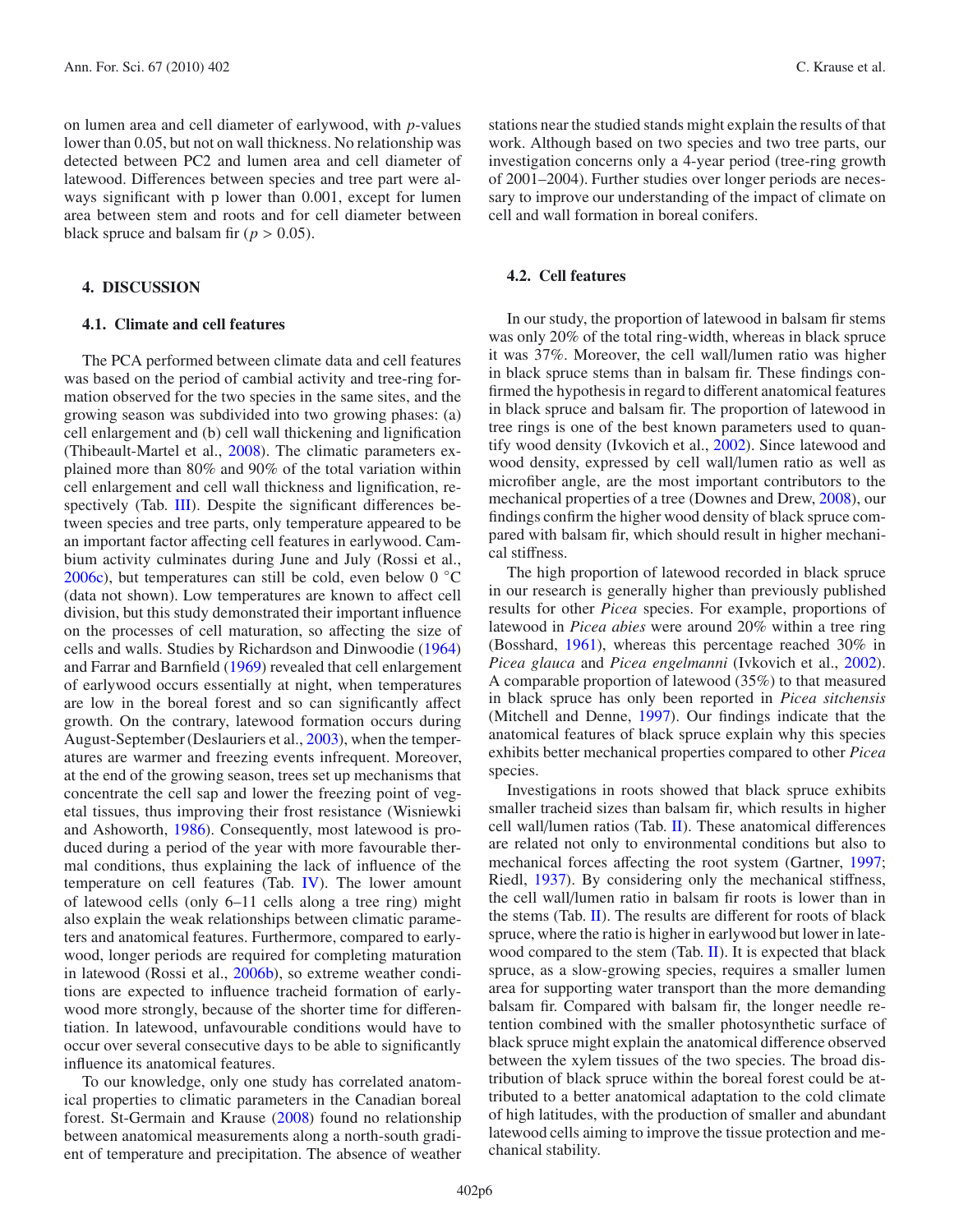on lumen area and cell diameter of earlywood, with *p*-values lower than 0.05, but not on wall thickness. No relationship was detected between PC2 and lumen area and cell diameter of latewood. Differences between species and tree part were always significant with p lower than 0.001, except for lumen area between stem and roots and for cell diameter between black spruce and balsam fir ($p > 0.05$).

## 4. DISCUSSION

### 4.1. Climate and cell features

The PCA performed between climate data and cell features was based on the period of cambial activity and tree-ring formation observed for the two species in the same sites, and the growing season was subdivided into two growing phases: (a) cell enlargement and (b) cell wall thickening and lignification (Thibeault-Martel et al., 2008). The climatic parameters explained more than 80% and 90% of the total variation within cell enlargement and cell wall thickness and lignification, respectively (Tab. III). Despite the significant differences between species and tree parts, only temperature appeared to be an important factor affecting cell features in earlywood. Cambium activity culminates during June and July (Rossi et al., 2006c), but temperatures can still be cold, even below 0 °C (data not shown). Low temperatures are known to affect cell division, but this study demonstrated their important influence on the processes of cell maturation, so affecting the size of cells and walls. Studies by Richardson and Dinwoodie (1964) and Farrar and Barnfield (1969) revealed that cell enlargement of earlywood occurs essentially at night, when temperatures are low in the boreal forest and so can significantly affect growth. On the contrary, latewood formation occurs during August-September (Deslauriers et al., 2003), when the temperatures are warmer and freezing events infrequent. Moreover, at the end of the growing season, trees set up mechanisms that concentrate the cell sap and lower the freezing point of vegetal tissues, thus improving their frost resistance (Wisniewki and Ashoworth, 1986). Consequently, most latewood is produced during a period of the year with more favourable thermal conditions, thus explaining the lack of influence of the temperature on cell features (Tab. IV). The lower amount of latewood cells (only 6–11 cells along a tree ring) might also explain the weak relationships between climatic parameters and anatomical features. Furthermore, compared to earlywood, longer periods are required for completing maturation in latewood (Rossi et al., 2006b), so extreme weather conditions are expected to influence tracheid formation of earlywood more strongly, because of the shorter time for differentiation. In latewood, unfavourable conditions would have to occur over several consecutive days to be able to significantly influence its anatomical features.

To our knowledge, only one study has correlated anatomical properties to climatic parameters in the Canadian boreal forest. St-Germain and Krause (2008) found no relationship between anatomical measurements along a north-south gradient of temperature and precipitation. The absence of weather stations near the studied stands might explain the results of that work. Although based on two species and two tree parts, our investigation concerns only a 4-year period (tree-ring growth of 2001–2004). Further studies over longer periods are necessary to improve our understanding of the impact of climate on cell and wall formation in boreal conifers.

### 4.2. Cell features

In our study, the proportion of latewood in balsam fir stems was only 20% of the total ring-width, whereas in black spruce it was 37%. Moreover, the cell wall/lumen ratio was higher in black spruce stems than in balsam fir. These findings confirmed the hypothesis in regard to different anatomical features in black spruce and balsam fir. The proportion of latewood in tree rings is one of the best known parameters used to quantify wood density (Ivkovich et al., 2002). Since latewood and wood density, expressed by cell wall/lumen ratio as well as microfiber angle, are the most important contributors to the mechanical properties of a tree (Downes and Drew, 2008), our findings confirm the higher wood density of black spruce compared with balsam fir, which should result in higher mechanical stiffness.

The high proportion of latewood recorded in black spruce in our research is generally higher than previously published results for other *Picea* species. For example, proportions of latewood in *Picea abies* were around 20% within a tree ring (Bosshard, 1961), whereas this percentage reached 30% in *Picea glauca* and *Picea engelmanni* (Ivkovich et al., 2002). A comparable proportion of latewood (35%) to that measured in black spruce has only been reported in *Picea sitchensis* (Mitchell and Denne, 1997). Our findings indicate that the anatomical features of black spruce explain why this species exhibits better mechanical properties compared to other *Picea* species.

Investigations in roots showed that black spruce exhibits smaller tracheid sizes than balsam fir, which results in higher cell wall/lumen ratios (Tab. II). These anatomical differences are related not only to environmental conditions but also to mechanical forces affecting the root system (Gartner, 1997; Riedl, 1937). By considering only the mechanical stiffness, the cell wall/lumen ratio in balsam fir roots is lower than in the stems (Tab. II). The results are different for roots of black spruce, where the ratio is higher in earlywood but lower in latewood compared to the stem (Tab. II). It is expected that black spruce, as a slow-growing species, requires a smaller lumen area for supporting water transport than the more demanding balsam fir. Compared with balsam fir, the longer needle retention combined with the smaller photosynthetic surface of black spruce might explain the anatomical difference observed between the xylem tissues of the two species. The broad distribution of black spruce within the boreal forest could be attributed to a better anatomical adaptation to the cold climate of high latitudes, with the production of smaller and abundant latewood cells aiming to improve the tissue protection and mechanical stability.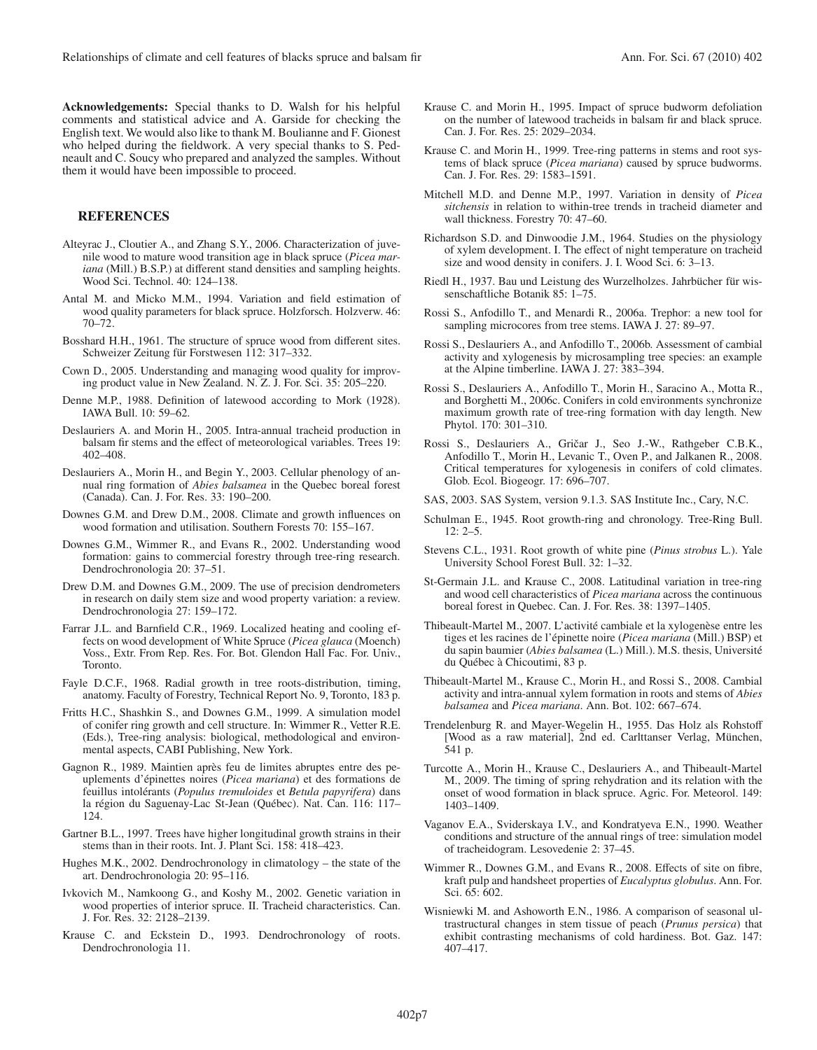**Acknowledgements:** Special thanks to D. Walsh for his helpful comments and statistical advice and A. Garside for checking the English text. We would also like to thank M. Boulianne and F. Gionest who helped during the fieldwork. A very special thanks to S. Pedneault and C. Soucy who prepared and analyzed the samples. Without them it would have been impossible to proceed.

## REFERENCES

Alteyrac J., Cloutier A., and Zhang S.Y., 2006. Characterization of juvenile wood to mature wood transition age in black spruce (*Picea mariana* (Mill.) B.S.P.) at different stand densities and sampling heights. Wood Sci. Technol. 40: 124–138.

Antal M. and Micko M.M., 1994. Variation and field estimation of wood quality parameters for black spruce. Holzforsch. Holzverw. 46: 70–72.

Bosshard H.H., 1961. The structure of spruce wood from different sites. Schweizer Zeitung für Forstwesen 112: 317–332.

Cown D., 2005. Understanding and managing wood quality for improving product value in New Zealand. N. Z. J. For. Sci. 35: 205–220.

Denne M.P., 1988. Definition of latewood according to Mork (1928). IAWA Bull. 10: 59–62.

Deslauriers A. and Morin H., 2005. Intra-annual tracheid production in balsam fir stems and the effect of meteorological variables. Trees 19: 402–408.

Deslauriers A., Morin H., and Begin Y., 2003. Cellular phenology of annual ring formation of *Abies balsamea* in the Quebec boreal forest (Canada). Can. J. For. Res. 33: 190–200.

Downes G.M. and Drew D.M., 2008. Climate and growth influences on wood formation and utilisation. Southern Forests 70: 155–167.

Downes G.M., Wimmer R., and Evans R., 2002. Understanding wood formation: gains to commercial forestry through tree-ring research. Dendrochronologia 20: 37–51.

Drew D.M. and Downes G.M., 2009. The use of precision dendrometers in research on daily stem size and wood property variation: a review. Dendrochronologia 27: 159–172.

Farrar J.L. and Barnfield C.R., 1969. Localized heating and cooling effects on wood development of White Spruce (*Picea glauca* (Moench) Voss., Extr. From Rep. Res. For. Bot. Glendon Hall Fac. For. Univ., Toronto.

Fayle D.C.F., 1968. Radial growth in tree roots-distribution, timing, anatomy. Faculty of Forestry, Technical Report No. 9, Toronto, 183 p.

Fritts H.C., Shashkin S., and Downes G.M., 1999. A simulation model of conifer ring growth and cell structure. In: Wimmer R., Vetter R.E. (Eds.), Tree-ring analysis: biological, methodological and environmental aspects, CABI Publishing, New York.

Gagnon R., 1989. Maintien après feu de limites abruptes entre des peuplements d'épinettes noires (*Picea mariana*) et des formations de feuillus intolérants (*Populus tremuloides* et *Betula papyrifera*) dans la région du Saguenay-Lac St-Jean (Québec). Nat. Can. 116: 117–124.

Gartner B.L., 1997. Trees have higher longitudinal growth strains in their stems than in their roots. Int. J. Plant Sci. 158: 418–423.

Hughes M.K., 2002. Dendrochronology in climatology – the state of the art. Dendrochronologia 20: 95–116.

Ivkovich M., Namkoong G., and Koshy M., 2002. Genetic variation in wood properties of interior spruce. II. Tracheid characteristics. Can. J. For. Res. 32: 2128–2139.

Krause C. and Eckstein D., 1993. Dendrochronology of roots. Dendrochronologia 11.

Krause C. and Morin H., 1995. Impact of spruce budworm defoliation on the number of latewood tracheids in balsam fir and black spruce. Can. J. For. Res. 25: 2029–2034.

Krause C. and Morin H., 1999. Tree-ring patterns in stems and root systems of black spruce (*Picea mariana*) caused by spruce budworms. Can. J. For. Res. 29: 1583–1591.

Mitchell M.D. and Denne M.P., 1997. Variation in density of *Picea sitchensis* in relation to within-tree trends in tracheid diameter and wall thickness. Forestry 70: 47–60.

Richardson S.D. and Dinwoodie J.M., 1964. Studies on the physiology of xylem development. I. The effect of night temperature on tracheid size and wood density in conifers. J. I. Wood Sci. 6: 3–13.

Riedl H., 1937. Bau und Leistung des Wurzelholzes. Jahrbücher für wissenschaftliche Botanik 85: 1–75.

Rossi S., Anfodillo T., and Menardi R., 2006a. Trephor: a new tool for sampling microcores from tree stems. IAWA J. 27: 89–97.

Rossi S., Deslauriers A., and Anfodillo T., 2006b. Assessment of cambial activity and xylogenesis by microsampling tree species: an example at the Alpine timberline. IAWA J. 27: 383–394.

Rossi S., Deslauriers A., Anfodillo T., Morin H., Saracino A., Motta R., and Borghetti M., 2006c. Conifers in cold environments synchronize maximum growth rate of tree-ring formation with day length. New Phytol. 170: 301–310.

Rossi S., Deslauriers A., Gričar J., Seo J.-W., Rathgeber C.B.K., Anfodillo T., Morin H., Levanic T., Oven P., and Jalkanen R., 2008. Critical temperatures for xylogenesis in conifers of cold climates. Glob. Ecol. Biogeogr. 17: 696–707.

SAS, 2003. SAS System, version 9.1.3. SAS Institute Inc., Cary, N.C.

Schulman E., 1945. Root growth-ring and chronology. Tree-Ring Bull. 12: 2–5.

Stevens C.L., 1931. Root growth of white pine (*Pinus strobus* L.). Yale University School Forest Bull. 32: 1–32.

St-Germain J.L. and Krause C., 2008. Latitudinal variation in tree-ring and wood cell characteristics of *Picea mariana* across the continuous boreal forest in Quebec. Can. J. For. Res. 38: 1397–1405.

Thibeault-Martel M., 2007. L'activité cambiale et la xylogenèse entre les tiges et les racines de l'épinette noire (*Picea mariana* (Mill.) BSP) et du sapin baumier (*Abies balsamea* (L.) Mill.). M.S. thesis, Université du Québec à Chicoutimi, 83 p.

Thibeault-Martel M., Krause C., Morin H., and Rossi S., 2008. Cambial activity and intra-annual xylem formation in roots and stems of *Abies balsamea* and *Picea mariana*. Ann. Bot. 102: 667–674.

Trendelenburg R. and Mayer-Wegelin H., 1955. Das Holz als Rohstoff [Wood as a raw material], 2nd ed. Carlttanser Verlag, München, 541 p.

Turcotte A., Morin H., Krause C., Deslauriers A., and Thibeault-Martel M., 2009. The timing of spring rehydration and its relation with the onset of wood formation in black spruce. Agric. For. Meteorol. 149: 1403–1409.

Vaganov E.A., Sviderskaya I.V., and Kondratyeva E.N., 1990. Weather conditions and structure of the annual rings of tree: simulation model of tracheidogram. Lesovedenie 2: 37–45.

Wimmer R., Downes G.M., and Evans R., 2008. Effects of site on fibre, kraft pulp and handsheet properties of *Eucalyptus globulus*. Ann. For. Sci. 65: 602.

Wisniewki M. and Ashoworth E.N., 1986. A comparison of seasonal ultrastructural changes in stem tissue of peach (*Prunus persica*) that exhibit contrasting mechanisms of cold hardiness. Bot. Gaz. 147: 407–417.